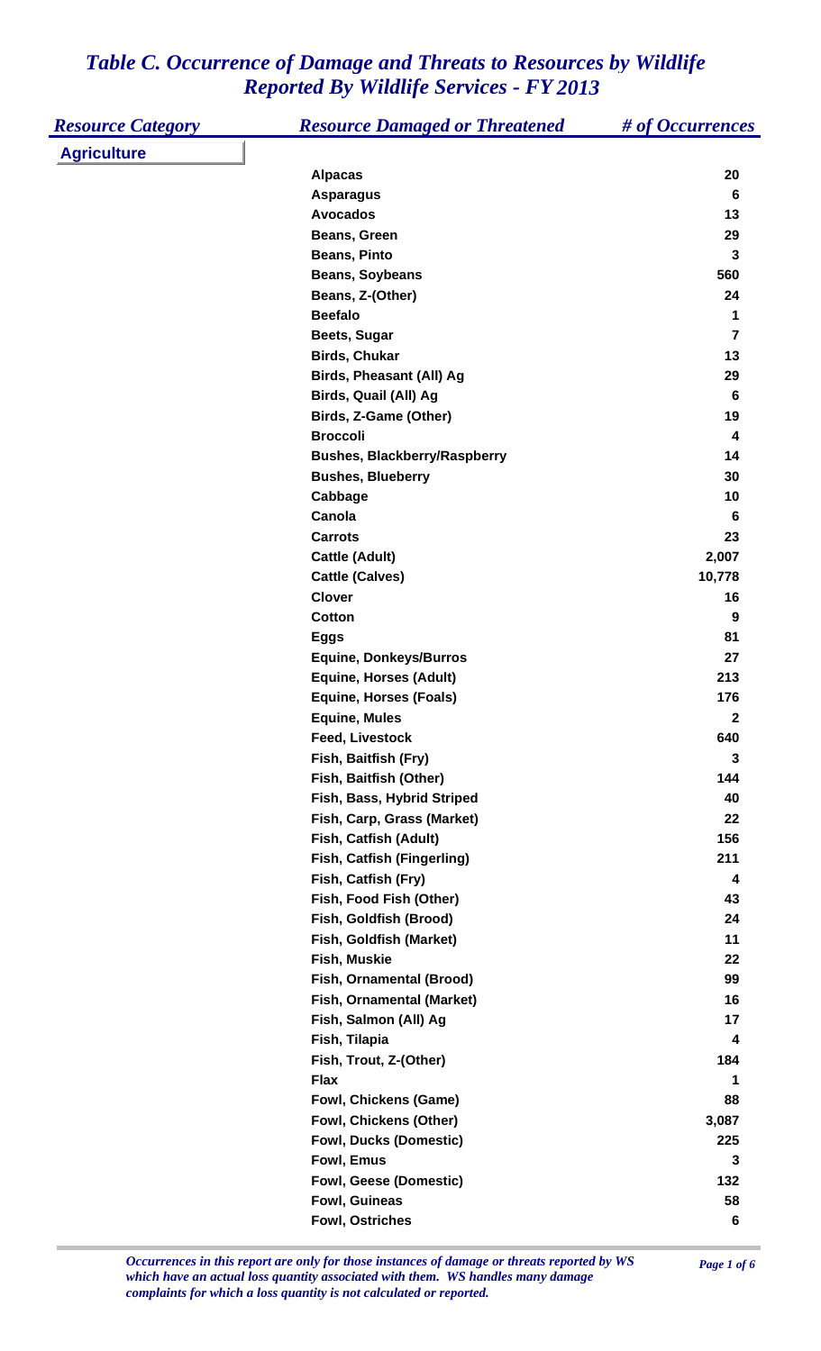# *Table C. Occurrence of Damage and Threats to Resources by Wildlife Reported By Wildlife Services - FY 2013*

| *Resource Category* | *Resource Damaged or Threatened* | *# of Occurrences* |
|---|---|---|
| **Agriculture** | | |
| | **Alpacas** | **20** |
| | **Asparagus** | **6** |
| | **Avocados** | **13** |
| | **Beans, Green** | **29** |
| | **Beans, Pinto** | **3** |
| | **Beans, Soybeans** | **560** |
| | **Beans, Z-(Other)** | **24** |
| | **Beefalo** | **1** |
| | **Beets, Sugar** | **7** |
| | **Birds, Chukar** | **13** |
| | **Birds, Pheasant (All) Ag** | **29** |
| | **Birds, Quail (All) Ag** | **6** |
| | **Birds, Z-Game (Other)** | **19** |
| | **Broccoli** | **4** |
| | **Bushes, Blackberry/Raspberry** | **14** |
| | **Bushes, Blueberry** | **30** |
| | **Cabbage** | **10** |
| | **Canola** | **6** |
| | **Carrots** | **23** |
| | **Cattle (Adult)** | **2,007** |
| | **Cattle (Calves)** | **10,778** |
| | **Clover** | **16** |
| | **Cotton** | **9** |
| | **Eggs** | **81** |
| | **Equine, Donkeys/Burros** | **27** |
| | **Equine, Horses (Adult)** | **213** |
| | **Equine, Horses (Foals)** | **176** |
| | **Equine, Mules** | **2** |
| | **Feed, Livestock** | **640** |
| | **Fish, Baitfish (Fry)** | **3** |
| | **Fish, Baitfish (Other)** | **144** |
| | **Fish, Bass, Hybrid Striped** | **40** |
| | **Fish, Carp, Grass (Market)** | **22** |
| | **Fish, Catfish (Adult)** | **156** |
| | **Fish, Catfish (Fingerling)** | **211** |
| | **Fish, Catfish (Fry)** | **4** |
| | **Fish, Food Fish (Other)** | **43** |
| | **Fish, Goldfish (Brood)** | **24** |
| | **Fish, Goldfish (Market)** | **11** |
| | **Fish, Muskie** | **22** |
| | **Fish, Ornamental (Brood)** | **99** |
| | **Fish, Ornamental (Market)** | **16** |
| | **Fish, Salmon (All) Ag** | **17** |
| | **Fish, Tilapia** | **4** |
| | **Fish, Trout, Z-(Other)** | **184** |
| | **Flax** | **1** |
| | **Fowl, Chickens (Game)** | **88** |
| | **Fowl, Chickens (Other)** | **3,087** |
| | **Fowl, Ducks (Domestic)** | **225** |
| | **Fowl, Emus** | **3** |
| | **Fowl, Geese (Domestic)** | **132** |
| | **Fowl, Guineas** | **58** |
| | **Fowl, Ostriches** | **6** |

*Occurrences in this report are only for those instances of damage or threats reported by WS which have an actual loss quantity associated with them. WS handles many damage complaints for which a loss quantity is not calculated or reported.*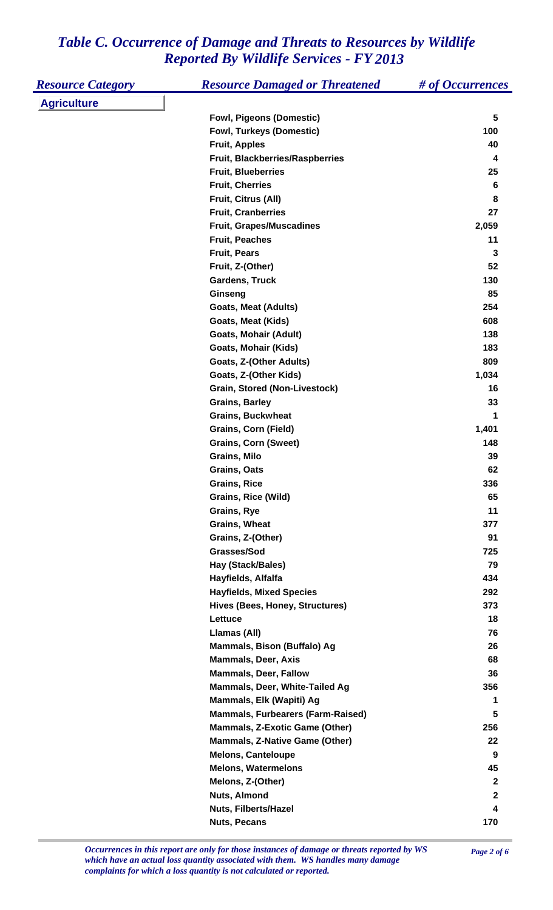# *Table C. Occurrence of Damage and Threats to Resources by Wildlife Reported By Wildlife Services - FY 2013*

| *Resource Category* | *Resource Damaged or Threatened* | *# of Occurrences* |
|---|---|---|
| **Agriculture** | | |
| | **Fowl, Pigeons (Domestic)** | **5** |
| | **Fowl, Turkeys (Domestic)** | **100** |
| | **Fruit, Apples** | **40** |
| | **Fruit, Blackberries/Raspberries** | **4** |
| | **Fruit, Blueberries** | **25** |
| | **Fruit, Cherries** | **6** |
| | **Fruit, Citrus (All)** | **8** |
| | **Fruit, Cranberries** | **27** |
| | **Fruit, Grapes/Muscadines** | **2,059** |
| | **Fruit, Peaches** | **11** |
| | **Fruit, Pears** | **3** |
| | **Fruit, Z-(Other)** | **52** |
| | **Gardens, Truck** | **130** |
| | **Ginseng** | **85** |
| | **Goats, Meat (Adults)** | **254** |
| | **Goats, Meat (Kids)** | **608** |
| | **Goats, Mohair (Adult)** | **138** |
| | **Goats, Mohair (Kids)** | **183** |
| | **Goats, Z-(Other Adults)** | **809** |
| | **Goats, Z-(Other Kids)** | **1,034** |
| | **Grain, Stored (Non-Livestock)** | **16** |
| | **Grains, Barley** | **33** |
| | **Grains, Buckwheat** | **1** |
| | **Grains, Corn (Field)** | **1,401** |
| | **Grains, Corn (Sweet)** | **148** |
| | **Grains, Milo** | **39** |
| | **Grains, Oats** | **62** |
| | **Grains, Rice** | **336** |
| | **Grains, Rice (Wild)** | **65** |
| | **Grains, Rye** | **11** |
| | **Grains, Wheat** | **377** |
| | **Grains, Z-(Other)** | **91** |
| | **Grasses/Sod** | **725** |
| | **Hay (Stack/Bales)** | **79** |
| | **Hayfields, Alfalfa** | **434** |
| | **Hayfields, Mixed Species** | **292** |
| | **Hives (Bees, Honey, Structures)** | **373** |
| | **Lettuce** | **18** |
| | **Llamas (All)** | **76** |
| | **Mammals, Bison (Buffalo) Ag** | **26** |
| | **Mammals, Deer, Axis** | **68** |
| | **Mammals, Deer, Fallow** | **36** |
| | **Mammals, Deer, White-Tailed Ag** | **356** |
| | **Mammals, Elk (Wapiti) Ag** | **1** |
| | **Mammals, Furbearers (Farm-Raised)** | **5** |
| | **Mammals, Z-Exotic Game (Other)** | **256** |
| | **Mammals, Z-Native Game (Other)** | **22** |
| | **Melons, Canteloupe** | **9** |
| | **Melons, Watermelons** | **45** |
| | **Melons, Z-(Other)** | **2** |
| | **Nuts, Almond** | **2** |
| | **Nuts, Filberts/Hazel** | **4** |
| | **Nuts, Pecans** | **170** |

*Occurrences in this report are only for those instances of damage or threats reported by WS which have an actual loss quantity associated with them. WS handles many damage complaints for which a loss quantity is not calculated or reported.*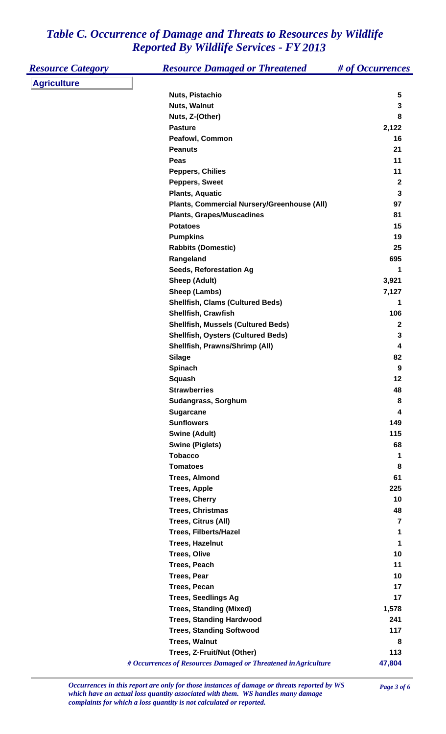# *Table C. Occurrence of Damage and Threats to Resources by Wildlife Reported By Wildlife Services - FY 2013*

| *Resource Category* | *Resource Damaged or Threatened* | *# of Occurrences* |
|---|---|---|
| **Agriculture** | | |
| | **Nuts, Pistachio** | **5** |
| | **Nuts, Walnut** | **3** |
| | **Nuts, Z-(Other)** | **8** |
| | **Pasture** | **2,122** |
| | **Peafowl, Common** | **16** |
| | **Peanuts** | **21** |
| | **Peas** | **11** |
| | **Peppers, Chilies** | **11** |
| | **Peppers, Sweet** | **2** |
| | **Plants, Aquatic** | **3** |
| | **Plants, Commercial Nursery/Greenhouse (All)** | **97** |
| | **Plants, Grapes/Muscadines** | **81** |
| | **Potatoes** | **15** |
| | **Pumpkins** | **19** |
| | **Rabbits (Domestic)** | **25** |
| | **Rangeland** | **695** |
| | **Seeds, Reforestation Ag** | **1** |
| | **Sheep (Adult)** | **3,921** |
| | **Sheep (Lambs)** | **7,127** |
| | **Shellfish, Clams (Cultured Beds)** | **1** |
| | **Shellfish, Crawfish** | **106** |
| | **Shellfish, Mussels (Cultured Beds)** | **2** |
| | **Shellfish, Oysters (Cultured Beds)** | **3** |
| | **Shellfish, Prawns/Shrimp (All)** | **4** |
| | **Silage** | **82** |
| | **Spinach** | **9** |
| | **Squash** | **12** |
| | **Strawberries** | **48** |
| | **Sudangrass, Sorghum** | **8** |
| | **Sugarcane** | **4** |
| | **Sunflowers** | **149** |
| | **Swine (Adult)** | **115** |
| | **Swine (Piglets)** | **68** |
| | **Tobacco** | **1** |
| | **Tomatoes** | **8** |
| | **Trees, Almond** | **61** |
| | **Trees, Apple** | **225** |
| | **Trees, Cherry** | **10** |
| | **Trees, Christmas** | **48** |
| | **Trees, Citrus (All)** | **7** |
| | **Trees, Filberts/Hazel** | **1** |
| | **Trees, Hazelnut** | **1** |
| | **Trees, Olive** | **10** |
| | **Trees, Peach** | **11** |
| | **Trees, Pear** | **10** |
| | **Trees, Pecan** | **17** |
| | **Trees, Seedlings Ag** | **17** |
| | **Trees, Standing (Mixed)** | **1,578** |
| | **Trees, Standing Hardwood** | **241** |
| | **Trees, Standing Softwood** | **117** |
| | **Trees, Walnut** | **8** |
| | **Trees, Z-Fruit/Nut (Other)** | **113** |
| | ***# Occurrences of Resources Damaged or Threatened in Agriculture*** | **47,804** |

*Occurrences in this report are only for those instances of damage or threats reported by WS which have an actual loss quantity associated with them. WS handles many damage complaints for which a loss quantity is not calculated or reported.*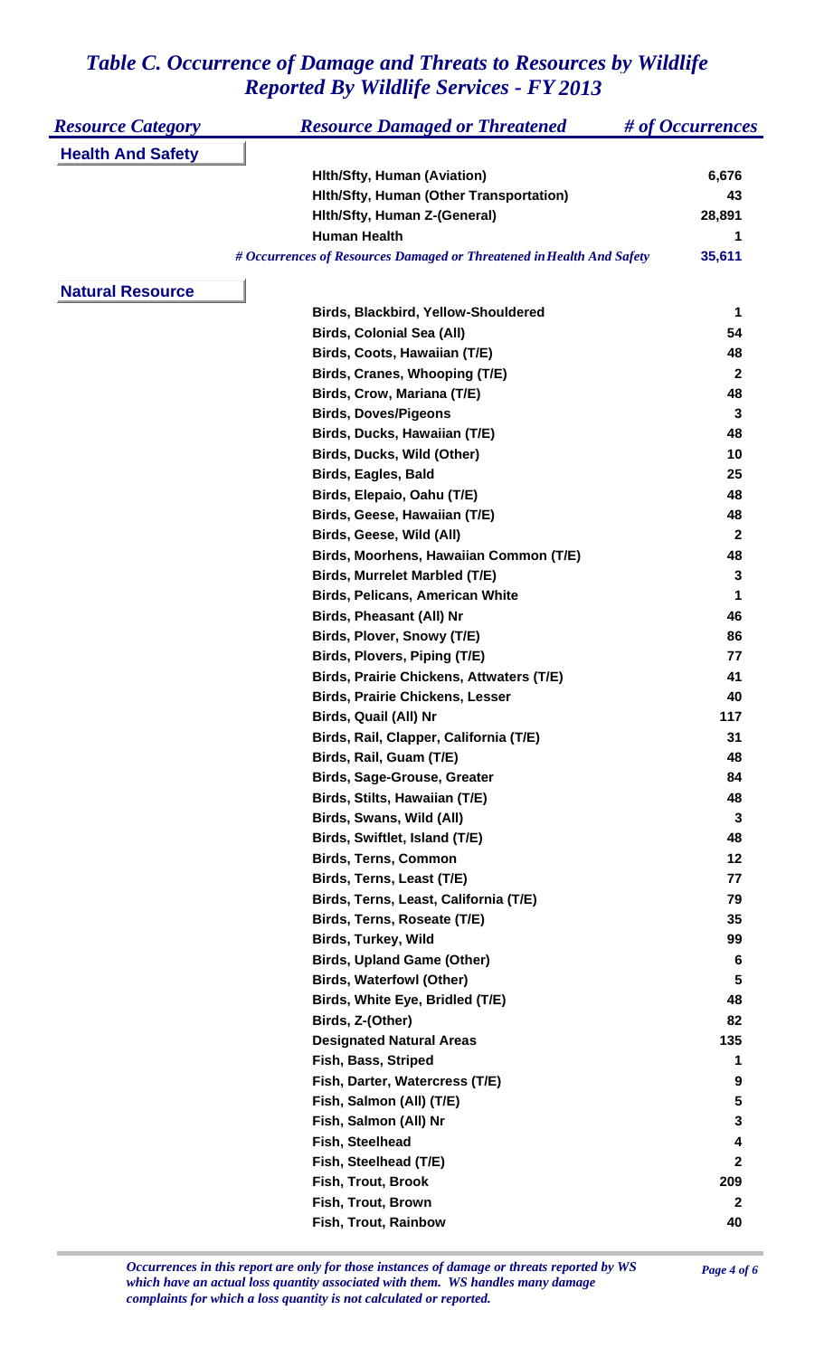# *Table C. Occurrence of Damage and Threats to Resources by Wildlife Reported By Wildlife Services - FY 2013*

| *Resource Category* | *Resource Damaged or Threatened* | *# of Occurrences* |
|---|---|---|
| **Health And Safety** | | |
| | **Hlth/Sfty, Human (Aviation)** | **6,676** |
| | **Hlth/Sfty, Human (Other Transportation)** | **43** |
| | **Hlth/Sfty, Human Z-(General)** | **28,891** |
| | **Human Health** | **1** |
| | ***# Occurrences of Resources Damaged or Threatened in Health And Safety*** | **35,611** |
| **Natural Resource** | | |
| | **Birds, Blackbird, Yellow-Shouldered** | **1** |
| | **Birds, Colonial Sea (All)** | **54** |
| | **Birds, Coots, Hawaiian (T/E)** | **48** |
| | **Birds, Cranes, Whooping (T/E)** | **2** |
| | **Birds, Crow, Mariana (T/E)** | **48** |
| | **Birds, Doves/Pigeons** | **3** |
| | **Birds, Ducks, Hawaiian (T/E)** | **48** |
| | **Birds, Ducks, Wild (Other)** | **10** |
| | **Birds, Eagles, Bald** | **25** |
| | **Birds, Elepaio, Oahu (T/E)** | **48** |
| | **Birds, Geese, Hawaiian (T/E)** | **48** |
| | **Birds, Geese, Wild (All)** | **2** |
| | **Birds, Moorhens, Hawaiian Common (T/E)** | **48** |
| | **Birds, Murrelet Marbled (T/E)** | **3** |
| | **Birds, Pelicans, American White** | **1** |
| | **Birds, Pheasant (All) Nr** | **46** |
| | **Birds, Plover, Snowy (T/E)** | **86** |
| | **Birds, Plovers, Piping (T/E)** | **77** |
| | **Birds, Prairie Chickens, Attwaters (T/E)** | **41** |
| | **Birds, Prairie Chickens, Lesser** | **40** |
| | **Birds, Quail (All) Nr** | **117** |
| | **Birds, Rail, Clapper, California (T/E)** | **31** |
| | **Birds, Rail, Guam (T/E)** | **48** |
| | **Birds, Sage-Grouse, Greater** | **84** |
| | **Birds, Stilts, Hawaiian (T/E)** | **48** |
| | **Birds, Swans, Wild (All)** | **3** |
| | **Birds, Swiftlet, Island (T/E)** | **48** |
| | **Birds, Terns, Common** | **12** |
| | **Birds, Terns, Least (T/E)** | **77** |
| | **Birds, Terns, Least, California (T/E)** | **79** |
| | **Birds, Terns, Roseate (T/E)** | **35** |
| | **Birds, Turkey, Wild** | **99** |
| | **Birds, Upland Game (Other)** | **6** |
| | **Birds, Waterfowl (Other)** | **5** |
| | **Birds, White Eye, Bridled (T/E)** | **48** |
| | **Birds, Z-(Other)** | **82** |
| | **Designated Natural Areas** | **135** |
| | **Fish, Bass, Striped** | **1** |
| | **Fish, Darter, Watercress (T/E)** | **9** |
| | **Fish, Salmon (All) (T/E)** | **5** |
| | **Fish, Salmon (All) Nr** | **3** |
| | **Fish, Steelhead** | **4** |
| | **Fish, Steelhead (T/E)** | **2** |
| | **Fish, Trout, Brook** | **209** |
| | **Fish, Trout, Brown** | **2** |
| | **Fish, Trout, Rainbow** | **40** |

*Occurrences in this report are only for those instances of damage or threats reported by WS which have an actual loss quantity associated with them. WS handles many damage complaints for which a loss quantity is not calculated or reported.*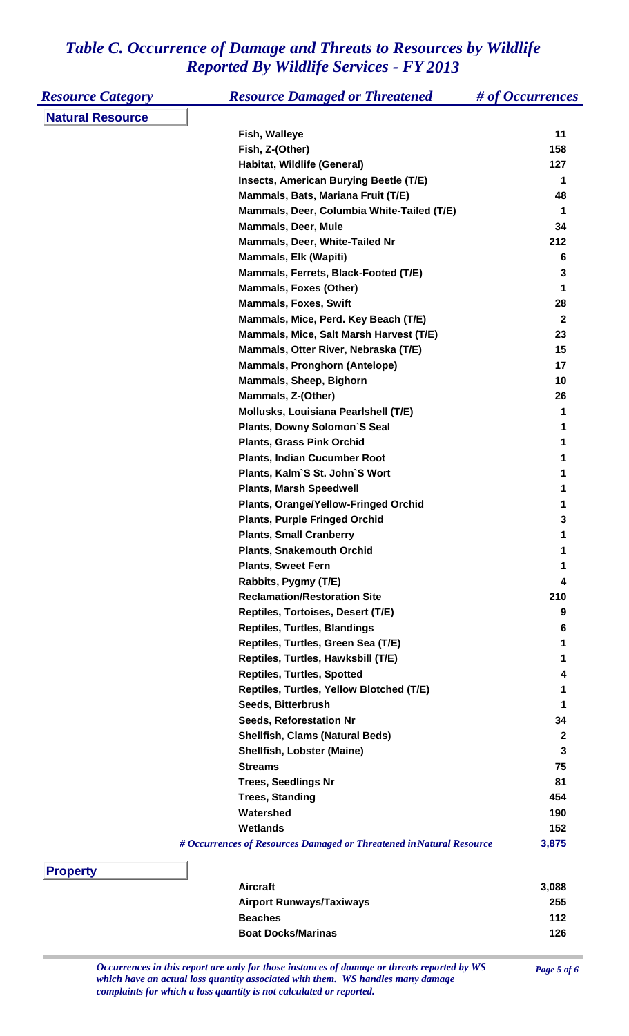# *Table C. Occurrence of Damage and Threats to Resources by Wildlife Reported By Wildlife Services - FY 2013*

| *Resource Category* | *Resource Damaged or Threatened* | *# of Occurrences* |
|---|---|---|
| **Natural Resource** | | |
| | **Fish, Walleye** | **11** |
| | **Fish, Z-(Other)** | **158** |
| | **Habitat, Wildlife (General)** | **127** |
| | **Insects, American Burying Beetle (T/E)** | **1** |
| | **Mammals, Bats, Mariana Fruit (T/E)** | **48** |
| | **Mammals, Deer, Columbia White-Tailed (T/E)** | **1** |
| | **Mammals, Deer, Mule** | **34** |
| | **Mammals, Deer, White-Tailed Nr** | **212** |
| | **Mammals, Elk (Wapiti)** | **6** |
| | **Mammals, Ferrets, Black-Footed (T/E)** | **3** |
| | **Mammals, Foxes (Other)** | **1** |
| | **Mammals, Foxes, Swift** | **28** |
| | **Mammals, Mice, Perd. Key Beach (T/E)** | **2** |
| | **Mammals, Mice, Salt Marsh Harvest (T/E)** | **23** |
| | **Mammals, Otter River, Nebraska (T/E)** | **15** |
| | **Mammals, Pronghorn (Antelope)** | **17** |
| | **Mammals, Sheep, Bighorn** | **10** |
| | **Mammals, Z-(Other)** | **26** |
| | **Mollusks, Louisiana Pearlshell (T/E)** | **1** |
| | **Plants, Downy Solomon`S Seal** | **1** |
| | **Plants, Grass Pink Orchid** | **1** |
| | **Plants, Indian Cucumber Root** | **1** |
| | **Plants, Kalm`S St. John`S Wort** | **1** |
| | **Plants, Marsh Speedwell** | **1** |
| | **Plants, Orange/Yellow-Fringed Orchid** | **1** |
| | **Plants, Purple Fringed Orchid** | **3** |
| | **Plants, Small Cranberry** | **1** |
| | **Plants, Snakemouth Orchid** | **1** |
| | **Plants, Sweet Fern** | **1** |
| | **Rabbits, Pygmy (T/E)** | **4** |
| | **Reclamation/Restoration Site** | **210** |
| | **Reptiles, Tortoises, Desert (T/E)** | **9** |
| | **Reptiles, Turtles, Blandings** | **6** |
| | **Reptiles, Turtles, Green Sea (T/E)** | **1** |
| | **Reptiles, Turtles, Hawksbill (T/E)** | **1** |
| | **Reptiles, Turtles, Spotted** | **4** |
| | **Reptiles, Turtles, Yellow Blotched (T/E)** | **1** |
| | **Seeds, Bitterbrush** | **1** |
| | **Seeds, Reforestation Nr** | **34** |
| | **Shellfish, Clams (Natural Beds)** | **2** |
| | **Shellfish, Lobster (Maine)** | **3** |
| | **Streams** | **75** |
| | **Trees, Seedlings Nr** | **81** |
| | **Trees, Standing** | **454** |
| | **Watershed** | **190** |
| | **Wetlands** | **152** |
| | ***# Occurrences of Resources Damaged or Threatened in Natural Resource*** | **3,875** |
| **Property** | | |
| | **Aircraft** | **3,088** |
| | **Airport Runways/Taxiways** | **255** |
| | **Beaches** | **112** |
| | **Boat Docks/Marinas** | **126** |

*Occurrences in this report are only for those instances of damage or threats reported by WS which have an actual loss quantity associated with them. WS handles many damage complaints for which a loss quantity is not calculated or reported.*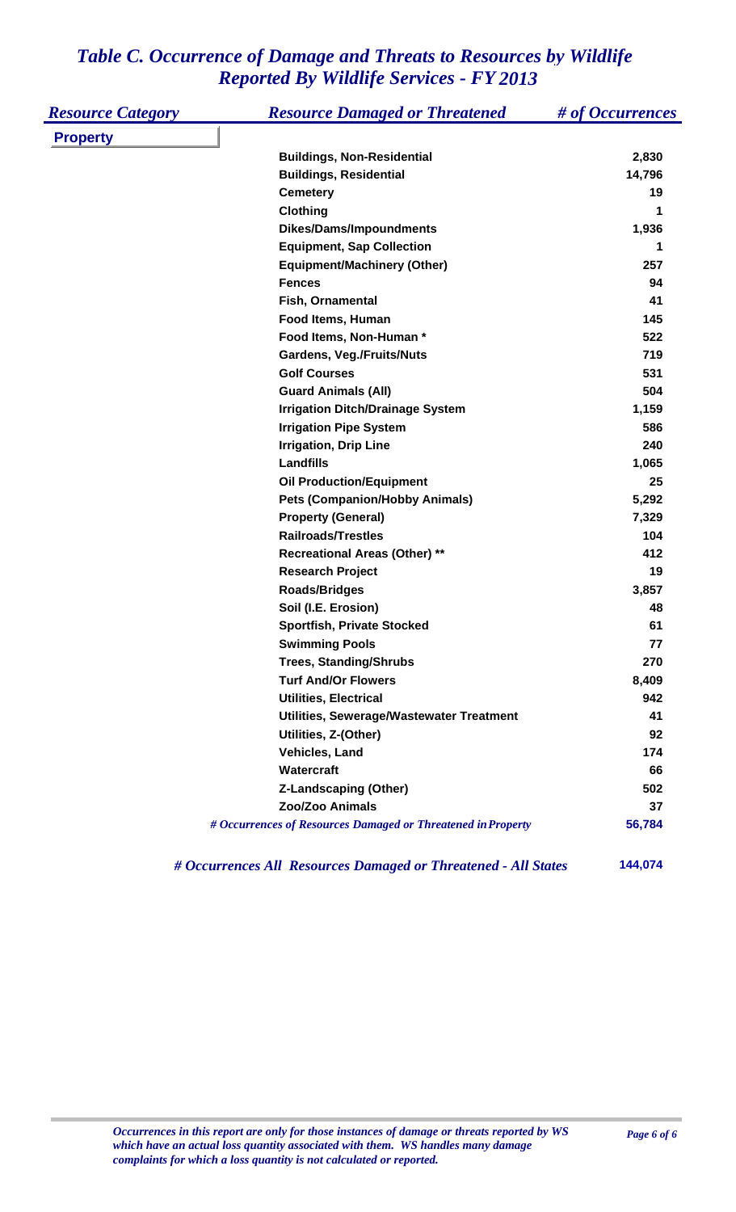# *Table C. Occurrence of Damage and Threats to Resources by Wildlife Reported By Wildlife Services - FY 2013*

| *Resource Category* | *Resource Damaged or Threatened* | *# of Occurrences* |
|---|---|---|
| **Property** | | |
| | **Buildings, Non-Residential** | **2,830** |
| | **Buildings, Residential** | **14,796** |
| | **Cemetery** | **19** |
| | **Clothing** | **1** |
| | **Dikes/Dams/Impoundments** | **1,936** |
| | **Equipment, Sap Collection** | **1** |
| | **Equipment/Machinery (Other)** | **257** |
| | **Fences** | **94** |
| | **Fish, Ornamental** | **41** |
| | **Food Items, Human** | **145** |
| | **Food Items, Non-Human *** | **522** |
| | **Gardens, Veg./Fruits/Nuts** | **719** |
| | **Golf Courses** | **531** |
| | **Guard Animals (All)** | **504** |
| | **Irrigation Ditch/Drainage System** | **1,159** |
| | **Irrigation Pipe System** | **586** |
| | **Irrigation, Drip Line** | **240** |
| | **Landfills** | **1,065** |
| | **Oil Production/Equipment** | **25** |
| | **Pets (Companion/Hobby Animals)** | **5,292** |
| | **Property (General)** | **7,329** |
| | **Railroads/Trestles** | **104** |
| | **Recreational Areas (Other) **** | **412** |
| | **Research Project** | **19** |
| | **Roads/Bridges** | **3,857** |
| | **Soil (I.E. Erosion)** | **48** |
| | **Sportfish, Private Stocked** | **61** |
| | **Swimming Pools** | **77** |
| | **Trees, Standing/Shrubs** | **270** |
| | **Turf And/Or Flowers** | **8,409** |
| | **Utilities, Electrical** | **942** |
| | **Utilities, Sewerage/Wastewater Treatment** | **41** |
| | **Utilities, Z-(Other)** | **92** |
| | **Vehicles, Land** | **174** |
| | **Watercraft** | **66** |
| | **Z-Landscaping (Other)** | **502** |
| | **Zoo/Zoo Animals** | **37** |
| | ***# Occurrences of Resources Damaged or Threatened in Property*** | **56,784** |
| | | |
| | ***# Occurrences All Resources Damaged or Threatened - All States*** | **144,074** |

*Occurrences in this report are only for those instances of damage or threats reported by WS which have an actual loss quantity associated with them. WS handles many damage complaints for which a loss quantity is not calculated or reported.*